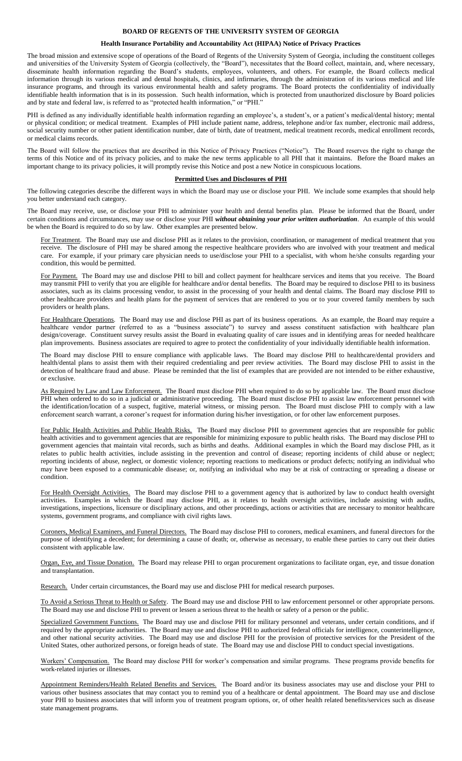# BOARD OF REGENTS OF THE UNIVERSITY SYSTEM OF GEORGIA

## Health Insurance Portability and Accountability Act (HIPAA) Notice of Privacy Practices

The broad mission and extensive scope of operations of the Board of Regents of the University System of Georgia, including the constituent colleges and universities of the University System of Georgia (collectively, the "Board"), necessitates that the Board collect, maintain, and, where necessary, disseminate health information regarding the Board's students, employees, volunteers, and others. For example, the Board collects medical information through its various medical and dental hospitals, clinics, and infirmaries, through the administration of its various medical and life insurance programs, and through its various environmental health and safety programs. The Board protects the confidentiality of individually identifiable health information that is in its possession. Such health information, which is protected from unauthorized disclosure by Board policies and by state and federal law, is referred to as "protected health information," or "PHI."

PHI is defined as any individually identifiable health information regarding an employee's, a student's, or a patient's medical/dental history; mental or physical condition; or medical treatment. Examples of PHI include patient name, address, telephone and/or fax number, electronic mail address, social security number or other patient identification number, date of birth, date of treatment, medical treatment records, medical enrollment records, or medical claims records.

The Board will follow the practices that are described in this Notice of Privacy Practices ("Notice"). The Board reserves the right to change the terms of this Notice and of its privacy policies, and to make the new terms applicable to all PHI that it maintains. Before the Board makes an important change to its privacy policies, it will promptly revise this Notice and post a new Notice in conspicuous locations.

### Permitted Uses and Disclosures of PHI

The following categories describe the different ways in which the Board may use or disclose your PHI. We include some examples that should help you better understand each category.

The Board may receive, use, or disclose your PHI to administer your health and dental benefits plan. Please be informed that the Board, under certain conditions and circumstances, may use or disclose your PHI ***without obtaining your prior written authorization***. An example of this would be when the Board is required to do so by law. Other examples are presented below.

For Treatment. The Board may use and disclose PHI as it relates to the provision, coordination, or management of medical treatment that you receive. The disclosure of PHI may be shared among the respective healthcare providers who are involved with your treatment and medical care. For example, if your primary care physician needs to use/disclose your PHI to a specialist, with whom he/she consults regarding your condition, this would be permitted.

For Payment. The Board may use and disclose PHI to bill and collect payment for healthcare services and items that you receive. The Board may transmit PHI to verify that you are eligible for healthcare and/or dental benefits. The Board may be required to disclose PHI to its business associates, such as its claims processing vendor, to assist in the processing of your health and dental claims. The Board may disclose PHI to other healthcare providers and health plans for the payment of services that are rendered to you or to your covered family members by such providers or health plans.

For Healthcare Operations. The Board may use and disclose PHI as part of its business operations. As an example, the Board may require a healthcare vendor partner (referred to as a "business associate") to survey and assess constituent satisfaction with healthcare plan design/coverage. Constituent survey results assist the Board in evaluating quality of care issues and in identifying areas for needed healthcare plan improvements. Business associates are required to agree to protect the confidentiality of your individually identifiable health information.

The Board may disclose PHI to ensure compliance with applicable laws. The Board may disclose PHI to healthcare/dental providers and health/dental plans to assist them with their required credentialing and peer review activities. The Board may disclose PHI to assist in the detection of healthcare fraud and abuse. Please be reminded that the list of examples that are provided are not intended to be either exhaustive, or exclusive.

As Required by Law and Law Enforcement. The Board must disclose PHI when required to do so by applicable law. The Board must disclose PHI when ordered to do so in a judicial or administrative proceeding. The Board must disclose PHI to assist law enforcement personnel with the identification/location of a suspect, fugitive, material witness, or missing person. The Board must disclose PHI to comply with a law enforcement search warrant, a coroner's request for information during his/her investigation, or for other law enforcement purposes.

For Public Health Activities and Public Health Risks. The Board may disclose PHI to government agencies that are responsible for public health activities and to government agencies that are responsible for minimizing exposure to public health risks. The Board may disclose PHI to government agencies that maintain vital records, such as births and deaths. Additional examples in which the Board may disclose PHI, as it relates to public health activities, include assisting in the prevention and control of disease; reporting incidents of child abuse or neglect; reporting incidents of abuse, neglect, or domestic violence; reporting reactions to medications or product defects; notifying an individual who may have been exposed to a communicable disease; or, notifying an individual who may be at risk of contracting or spreading a disease or condition.

For Health Oversight Activities. The Board may disclose PHI to a government agency that is authorized by law to conduct health oversight activities. Examples in which the Board may disclose PHI, as it relates to health oversight activities, include assisting with audits, investigations, inspections, licensure or disciplinary actions, and other proceedings, actions or activities that are necessary to monitor healthcare systems, government programs, and compliance with civil rights laws.

Coroners, Medical Examiners, and Funeral Directors. The Board may disclose PHI to coroners, medical examiners, and funeral directors for the purpose of identifying a decedent; for determining a cause of death; or, otherwise as necessary, to enable these parties to carry out their duties consistent with applicable law.

Organ, Eye, and Tissue Donation. The Board may release PHI to organ procurement organizations to facilitate organ, eye, and tissue donation and transplantation.

Research. Under certain circumstances, the Board may use and disclose PHI for medical research purposes.

To Avoid a Serious Threat to Health or Safety. The Board may use and disclose PHI to law enforcement personnel or other appropriate persons. The Board may use and disclose PHI to prevent or lessen a serious threat to the health or safety of a person or the public.

Specialized Government Functions. The Board may use and disclose PHI for military personnel and veterans, under certain conditions, and if required by the appropriate authorities. The Board may use and disclose PHI to authorized federal officials for intelligence, counterintelligence, and other national security activities. The Board may use and disclose PHI for the provision of protective services for the President of the United States, other authorized persons, or foreign heads of state. The Board may use and disclose PHI to conduct special investigations.

Workers' Compensation. The Board may disclose PHI for worker's compensation and similar programs. These programs provide benefits for work-related injuries or illnesses.

Appointment Reminders/Health Related Benefits and Services. The Board and/or its business associates may use and disclose your PHI to various other business associates that may contact you to remind you of a healthcare or dental appointment. The Board may use and disclose your PHI to business associates that will inform you of treatment program options, or, of other health related benefits/services such as disease state management programs.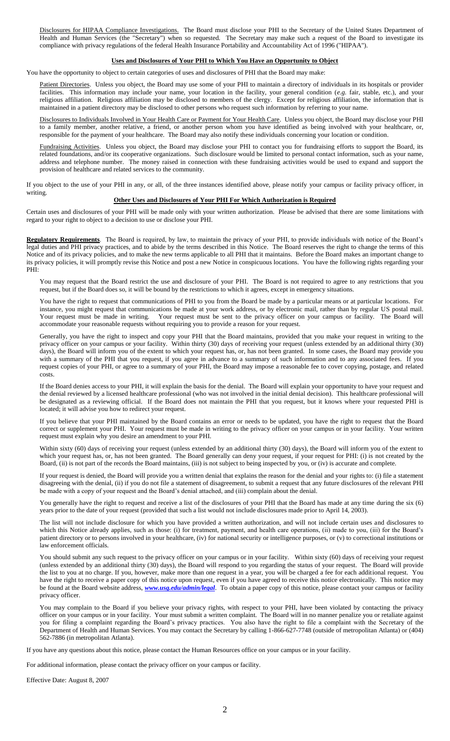Disclosures for HIPAA Compliance Investigations. The Board must disclose your PHI to the Secretary of the United States Department of Health and Human Services (the "Secretary") when so requested. The Secretary may make such a request of the Board to investigate its compliance with privacy regulations of the federal Health Insurance Portability and Accountability Act of 1996 ("HIPAA").

## Uses and Disclosures of Your PHI to Which You Have an Opportunity to Object

You have the opportunity to object to certain categories of uses and disclosures of PHI that the Board may make:

Patient Directories. Unless you object, the Board may use some of your PHI to maintain a directory of individuals in its hospitals or provider facilities. This information may include your name, your location in the facility, your general condition (*e.g.* fair, stable, etc.), and your religious affiliation. Religious affiliation may be disclosed to members of the clergy. Except for religious affiliation, the information that is maintained in a patient directory may be disclosed to other persons who request such information by referring to your name.

Disclosures to Individuals Involved in Your Health Care or Payment for Your Health Care. Unless you object, the Board may disclose your PHI to a family member, another relative, a friend, or another person whom you have identified as being involved with your healthcare, or, responsible for the payment of your healthcare. The Board may also notify these individuals concerning your location or condition.

Fundraising Activities. Unless you object, the Board may disclose your PHI to contact you for fundraising efforts to support the Board, its related foundations, and/or its cooperative organizations. Such disclosure would be limited to personal contact information, such as your name, address and telephone number. The money raised in connection with these fundraising activities would be used to expand and support the provision of healthcare and related services to the community.

If you object to the use of your PHI in any, or all, of the three instances identified above, please notify your campus or facility privacy officer, in writing.

## Other Uses and Disclosures of Your PHI For Which Authorization is Required

Certain uses and disclosures of your PHI will be made only with your written authorization. Please be advised that there are some limitations with regard to your right to object to a decision to use or disclose your PHI.

**Regulatory Requirements**. The Board is required, by law, to maintain the privacy of your PHI, to provide individuals with notice of the Board's legal duties and PHI privacy practices, and to abide by the terms described in this Notice. The Board reserves the right to change the terms of this Notice and of its privacy policies, and to make the new terms applicable to all PHI that it maintains. Before the Board makes an important change to its privacy policies, it will promptly revise this Notice and post a new Notice in conspicuous locations. You have the following rights regarding your PHI:

You may request that the Board restrict the use and disclosure of your PHI. The Board is not required to agree to any restrictions that you request, but if the Board does so, it will be bound by the restrictions to which it agrees, except in emergency situations.

You have the right to request that communications of PHI to you from the Board be made by a particular means or at particular locations. For instance, you might request that communications be made at your work address, or by electronic mail, rather than by regular US postal mail. Your request must be made in writing. Your request must be sent to the privacy officer on your campus or facility. The Board will accommodate your reasonable requests without requiring you to provide a reason for your request.

Generally, you have the right to inspect and copy your PHI that the Board maintains, provided that you make your request in writing to the privacy officer on your campus or your facility. Within thirty (30) days of receiving your request (unless extended by an additional thirty (30) days), the Board will inform you of the extent to which your request has, or, has not been granted. In some cases, the Board may provide you with a summary of the PHI that you request, if you agree in advance to a summary of such information and to any associated fees. If you request copies of your PHI, or agree to a summary of your PHI, the Board may impose a reasonable fee to cover copying, postage, and related costs.

If the Board denies access to your PHI, it will explain the basis for the denial. The Board will explain your opportunity to have your request and the denial reviewed by a licensed healthcare professional (who was not involved in the initial denial decision). This healthcare professional will be designated as a reviewing official. If the Board does not maintain the PHI that you request, but it knows where your requested PHI is located; it will advise you how to redirect your request.

If you believe that your PHI maintained by the Board contains an error or needs to be updated, you have the right to request that the Board correct or supplement your PHI. Your request must be made in writing to the privacy officer on your campus or in your facility. Your written request must explain why you desire an amendment to your PHI.

Within sixty (60) days of receiving your request (unless extended by an additional thirty (30) days), the Board will inform you of the extent to which your request has, or, has not been granted. The Board generally can deny your request, if your request for PHI: (i) is not created by the Board, (ii) is not part of the records the Board maintains, (iii) is not subject to being inspected by you, or (iv) is accurate and complete.

If your request is denied, the Board will provide you a written denial that explains the reason for the denial and your rights to: (i) file a statement disagreeing with the denial, (ii) if you do not file a statement of disagreement, to submit a request that any future disclosures of the relevant PHI be made with a copy of your request and the Board's denial attached, and (iii) complain about the denial.

You generally have the right to request and receive a list of the disclosures of your PHI that the Board has made at any time during the six (6) years prior to the date of your request (provided that such a list would not include disclosures made prior to April 14, 2003).

The list will not include disclosure for which you have provided a written authorization, and will not include certain uses and disclosures to which this Notice already applies, such as those: (i) for treatment, payment, and health care operations, (ii) made to you, (iii) for the Board's patient directory or to persons involved in your healthcare, (iv) for national security or intelligence purposes, or (v) to correctional institutions or law enforcement officials.

You should submit any such request to the privacy officer on your campus or in your facility. Within sixty (60) days of receiving your request (unless extended by an additional thirty (30) days), the Board will respond to you regarding the status of your request. The Board will provide the list to you at no charge. If you, however, make more than one request in a year, you will be charged a fee for each additional request. You have the right to receive a paper copy of this notice upon request, even if you have agreed to receive this notice electronically. This notice may be found at the Board website address, ***www.usg.edu/admin/legal***. To obtain a paper copy of this notice, please contact your campus or facility privacy officer.

You may complain to the Board if you believe your privacy rights, with respect to your PHI, have been violated by contacting the privacy officer on your campus or in your facility. Your must submit a written complaint. The Board will in no manner penalize you or retaliate against you for filing a complaint regarding the Board's privacy practices. You also have the right to file a complaint with the Secretary of the Department of Health and Human Services. You may contact the Secretary by calling 1-866-627-7748 (outside of metropolitan Atlanta) or (404) 562-7886 (in metropolitan Atlanta).

If you have any questions about this notice, please contact the Human Resources office on your campus or in your facility.

For additional information, please contact the privacy officer on your campus or facility.

Effective Date: August 8, 2007